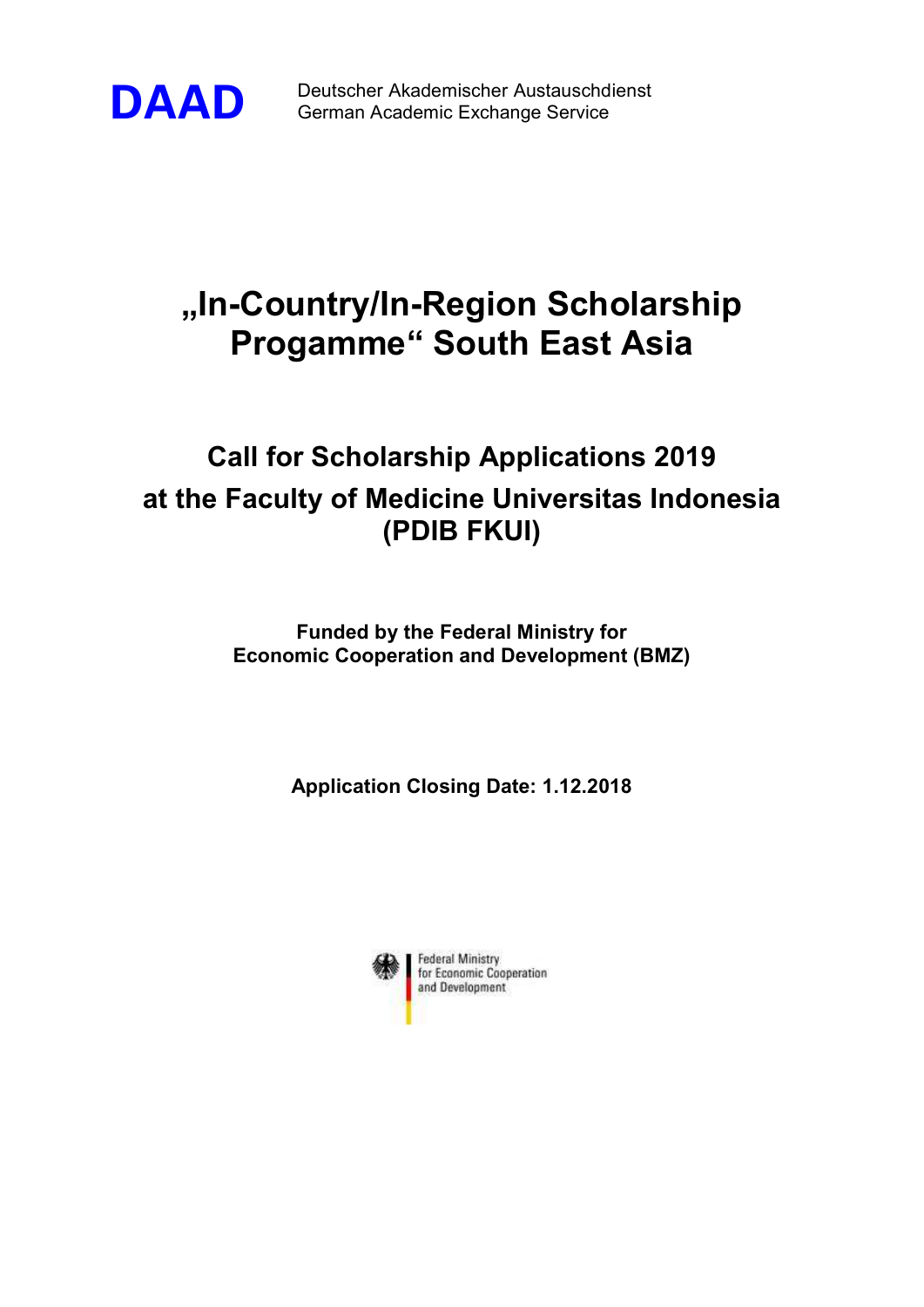**DAAD** Deutscher Akademischer Austauschdienst
German Academic Exchange Service

# „In-Country/In-Region Scholarship Progamme“ South East Asia

## Call for Scholarship Applications 2019 at the Faculty of Medicine Universitas Indonesia (PDIB FKUI)

**Funded by the Federal Ministry for Economic Cooperation and Development (BMZ)**

**Application Closing Date: 1.12.2018**

Federal Ministry
for Economic Cooperation
and Development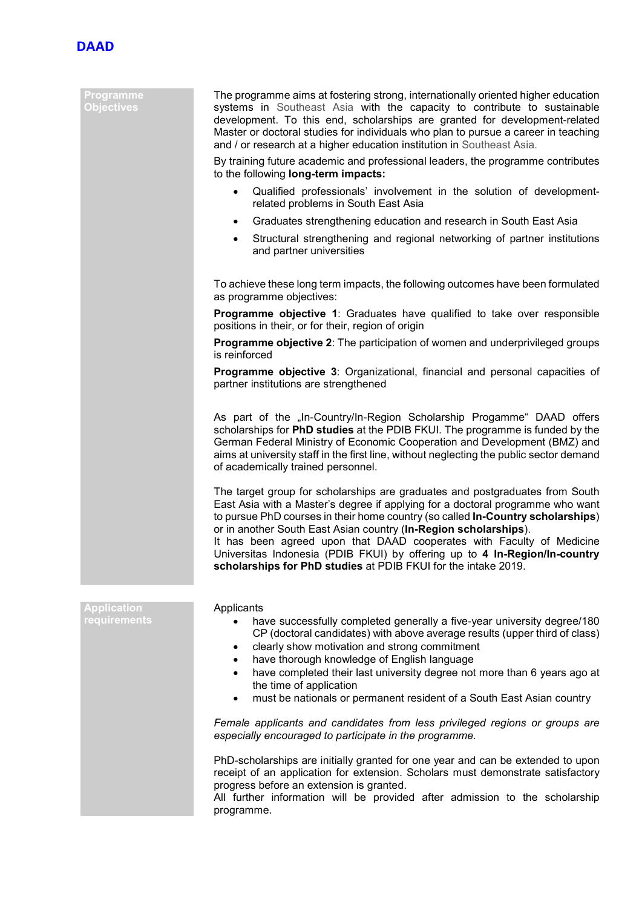## Programme Objectives

The programme aims at fostering strong, internationally oriented higher education systems in Southeast Asia with the capacity to contribute to sustainable development. To this end, scholarships are granted for development-related Master or doctoral studies for individuals who plan to pursue a career in teaching and / or research at a higher education institution in Southeast Asia.

By training future academic and professional leaders, the programme contributes to the following **long-term impacts:**

- Qualified professionals' involvement in the solution of development-related problems in South East Asia
- Graduates strengthening education and research in South East Asia
- Structural strengthening and regional networking of partner institutions and partner universities

To achieve these long term impacts, the following outcomes have been formulated as programme objectives:

**Programme objective 1**: Graduates have qualified to take over responsible positions in their, or for their, region of origin

**Programme objective 2**: The participation of women and underprivileged groups is reinforced

**Programme objective 3**: Organizational, financial and personal capacities of partner institutions are strengthened

As part of the „In-Country/In-Region Scholarship Progamme" DAAD offers scholarships for **PhD studies** at the PDIB FKUI. The programme is funded by the German Federal Ministry of Economic Cooperation and Development (BMZ) and aims at university staff in the first line, without neglecting the public sector demand of academically trained personnel.

The target group for scholarships are graduates and postgraduates from South East Asia with a Master's degree if applying for a doctoral programme who want to pursue PhD courses in their home country (so called **In-Country scholarships**) or in another South East Asian country (**In-Region scholarships**).
It has been agreed upon that DAAD cooperates with Faculty of Medicine Universitas Indonesia (PDIB FKUI) by offering up to **4 In-Region/In-country scholarships for PhD studies** at PDIB FKUI for the intake 2019.

## Application requirements

Applicants

- have successfully completed generally a five-year university degree/180 CP (doctoral candidates) with above average results (upper third of class)
- clearly show motivation and strong commitment
- have thorough knowledge of English language
- have completed their last university degree not more than 6 years ago at the time of application
- must be nationals or permanent resident of a South East Asian country

*Female applicants and candidates from less privileged regions or groups are especially encouraged to participate in the programme.*

PhD-scholarships are initially granted for one year and can be extended to upon receipt of an application for extension. Scholars must demonstrate satisfactory progress before an extension is granted.
All further information will be provided after admission to the scholarship programme.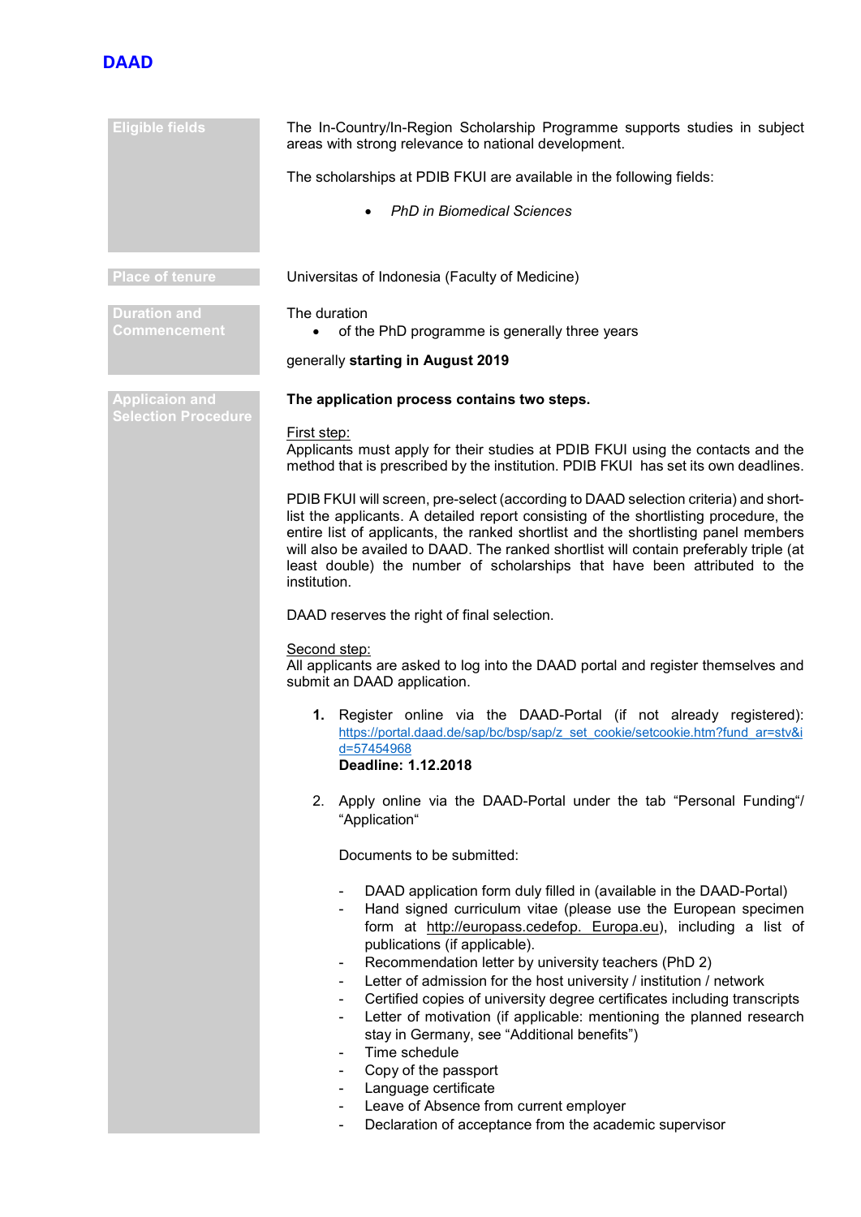**DAAD**

## Eligible fields

The In-Country/In-Region Scholarship Programme supports studies in subject areas with strong relevance to national development.

The scholarships at PDIB FKUI are available in the following fields:

- *PhD in Biomedical Sciences*

## Place of tenure

Universitas of Indonesia (Faculty of Medicine)

## Duration and Commencement

The duration

- of the PhD programme is generally three years

generally **starting in August 2019**

## Applicaon and Selection Procedure

**The application process contains two steps.**

First step:
Applicants must apply for their studies at PDIB FKUI using the contacts and the method that is prescribed by the institution. PDIB FKUI has set its own deadlines.

PDIB FKUI will screen, pre-select (according to DAAD selection criteria) and short-list the applicants. A detailed report consisting of the shortlisting procedure, the entire list of applicants, the ranked shortlist and the shortlisting panel members will also be availed to DAAD. The ranked shortlist will contain preferably triple (at least double) the number of scholarships that have been attributed to the institution.

DAAD reserves the right of final selection.

Second step:
All applicants are asked to log into the DAAD portal and register themselves and submit an DAAD application.

1. Register online via the DAAD-Portal (if not already registered): https://portal.daad.de/sap/bc/bsp/sap/z_set_cookie/setcookie.htm?fund_ar=stv&id=57454968
   **Deadline: 1.12.2018**

2. Apply online via the DAAD-Portal under the tab “Personal Funding“/ “Application“

   Documents to be submitted:

   - DAAD application form duly filled in (available in the DAAD-Portal)
   - Hand signed curriculum vitae (please use the European specimen form at http://europass.cedefop. Europa.eu), including a list of publications (if applicable).
   - Recommendation letter by university teachers (PhD 2)
   - Letter of admission for the host university / institution / network
   - Certified copies of university degree certificates including transcripts
   - Letter of motivation (if applicable: mentioning the planned research stay in Germany, see “Additional benefits”)
   - Time schedule
   - Copy of the passport
   - Language certificate
   - Leave of Absence from current employer
   - Declaration of acceptance from the academic supervisor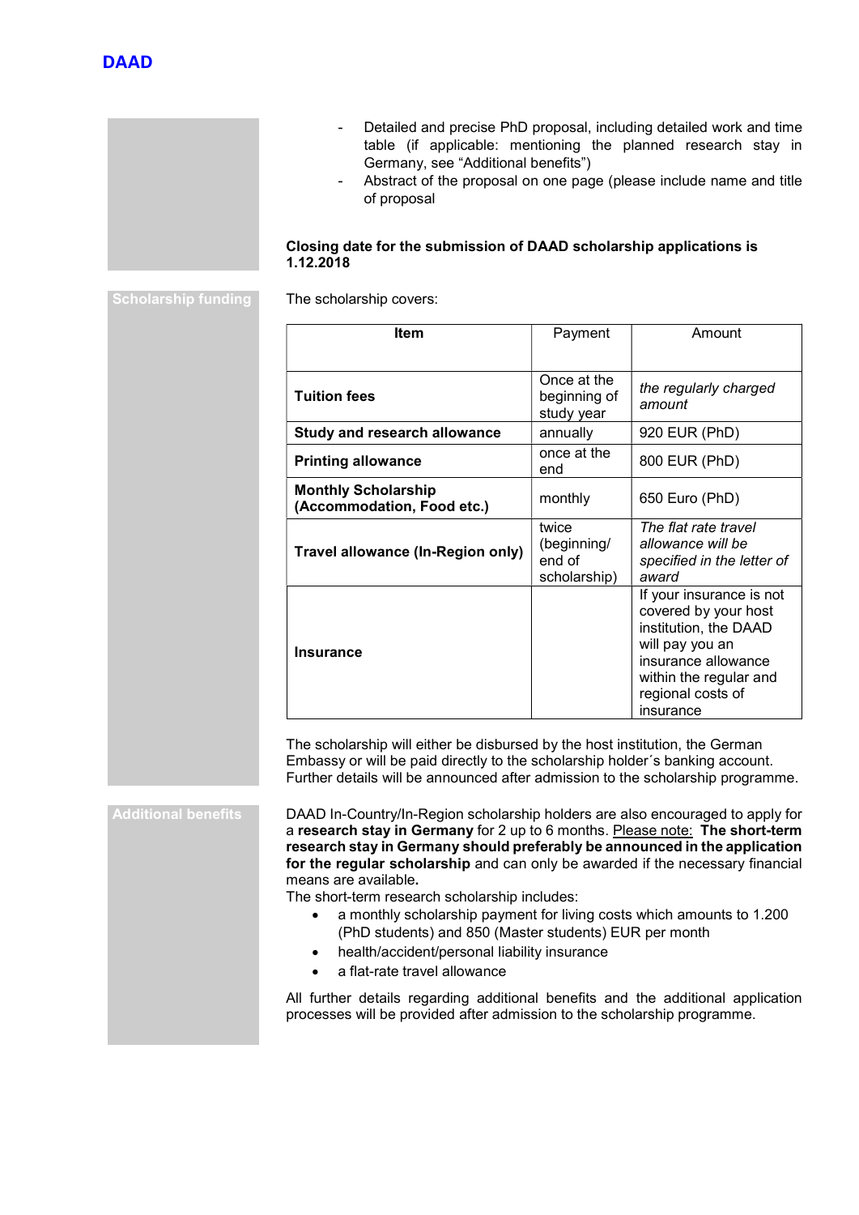- Detailed and precise PhD proposal, including detailed work and time table (if applicable: mentioning the planned research stay in Germany, see "Additional benefits")
- Abstract of the proposal on one page (please include name and title of proposal

**Closing date for the submission of DAAD scholarship applications is 1.12.2018**

## Scholarship funding

The scholarship covers:

| **Item** | Payment | Amount |
|---|---|---|
| **Tuition fees** | Once at the beginning of study year | *the regularly charged amount* |
| **Study and research allowance** | annually | 920 EUR (PhD) |
| **Printing allowance** | once at the end | 800 EUR (PhD) |
| **Monthly Scholarship (Accommodation, Food etc.)** | monthly | 650 Euro (PhD) |
| **Travel allowance (In-Region only)** | twice (beginning/ end of scholarship) | *The flat rate travel allowance will be specified in the letter of award* |
| **Insurance** | | If your insurance is not covered by your host institution, the DAAD will pay you an insurance allowance within the regular and regional costs of insurance |

The scholarship will either be disbursed by the host institution, the German Embassy or will be paid directly to the scholarship holder´s banking account. Further details will be announced after admission to the scholarship programme.

## Additional benefits

DAAD In-Country/In-Region scholarship holders are also encouraged to apply for a **research stay in Germany** for 2 up to 6 months. Please note: **The short-term research stay in Germany should preferably be announced in the application for the regular scholarship** and can only be awarded if the necessary financial means are available**.**

The short-term research scholarship includes:

- a monthly scholarship payment for living costs which amounts to 1.200 (PhD students) and 850 (Master students) EUR per month
- health/accident/personal liability insurance
- a flat-rate travel allowance

All further details regarding additional benefits and the additional application processes will be provided after admission to the scholarship programme.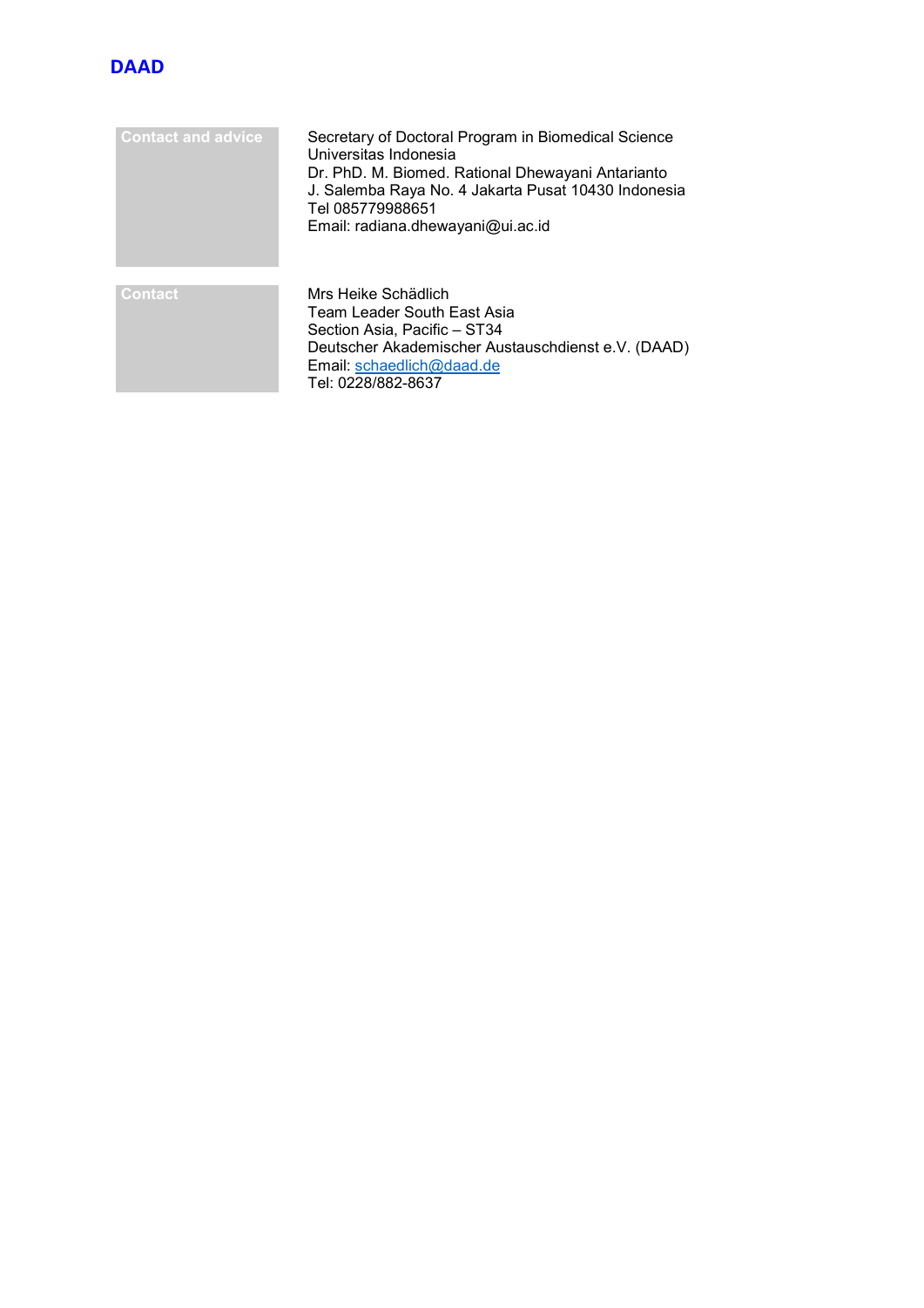**DAAD**

| | |
|---|---|
| Contact and advice | Secretary of Doctoral Program in Biomedical Science<br>Universitas Indonesia<br>Dr. PhD. M. Biomed. Rational Dhewayani Antarianto<br>J. Salemba Raya No. 4 Jakarta Pusat 10430 Indonesia<br>Tel 085779988651<br>Email: radiana.dhewayani@ui.ac.id |
| Contact | Mrs Heike Schädlich<br>Team Leader South East Asia<br>Section Asia, Pacific – ST34<br>Deutscher Akademischer Austauschdienst e.V. (DAAD)<br>Email: schaedlich@daad.de<br>Tel: 0228/882-8637 |